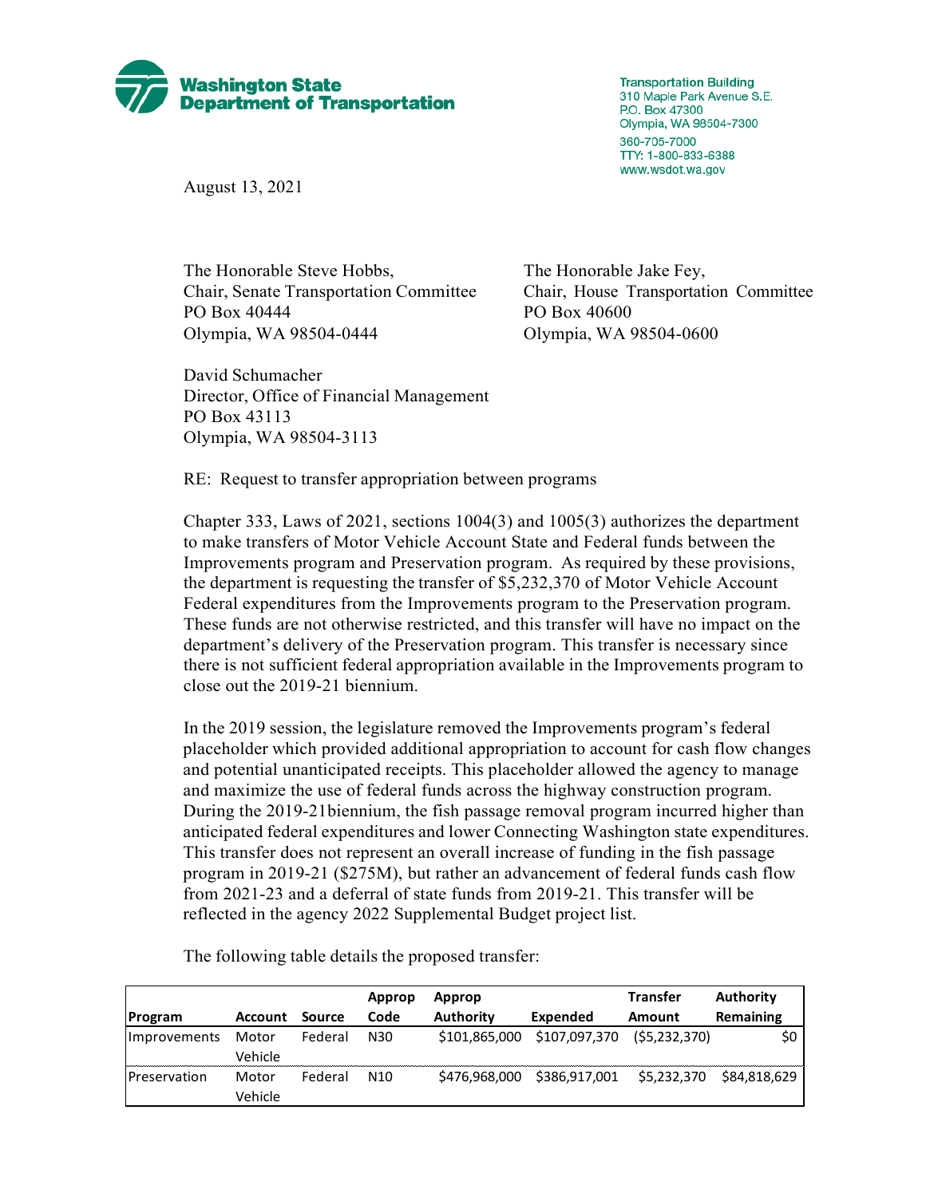**Washington State Department of Transportation**

Transportation Building
310 Maple Park Avenue S.E.
P.O. Box 47300
Olympia, WA 98504-7300
360-705-7000
TTY: 1-800-833-6388
www.wsdot.wa.gov

August 13, 2021

The Honorable Steve Hobbs,
Chair, Senate Transportation Committee
PO Box 40444
Olympia, WA 98504-0444

The Honorable Jake Fey,
Chair, House Transportation Committee
PO Box 40600
Olympia, WA 98504-0600

David Schumacher
Director, Office of Financial Management
PO Box 43113
Olympia, WA 98504-3113

RE: Request to transfer appropriation between programs

Chapter 333, Laws of 2021, sections 1004(3) and 1005(3) authorizes the department to make transfers of Motor Vehicle Account State and Federal funds between the Improvements program and Preservation program. As required by these provisions, the department is requesting the transfer of $5,232,370 of Motor Vehicle Account Federal expenditures from the Improvements program to the Preservation program. These funds are not otherwise restricted, and this transfer will have no impact on the department's delivery of the Preservation program. This transfer is necessary since there is not sufficient federal appropriation available in the Improvements program to close out the 2019-21 biennium.

In the 2019 session, the legislature removed the Improvements program's federal placeholder which provided additional appropriation to account for cash flow changes and potential unanticipated receipts. This placeholder allowed the agency to manage and maximize the use of federal funds across the highway construction program. During the 2019-21biennium, the fish passage removal program incurred higher than anticipated federal expenditures and lower Connecting Washington state expenditures. This transfer does not represent an overall increase of funding in the fish passage program in 2019-21 ($275M), but rather an advancement of federal funds cash flow from 2021-23 and a deferral of state funds from 2019-21. This transfer will be reflected in the agency 2022 Supplemental Budget project list.

The following table details the proposed transfer:

| Program | Account | Source | Approp Code | Approp Authority | Expended | Transfer Amount | Authority Remaining |
|---|---|---|---|---|---|---|---|
| Improvements | Motor Vehicle | Federal | N30 | $101,865,000 | $107,097,370 | ($5,232,370) | $0 |
| Preservation | Motor Vehicle | Federal | N10 | $476,968,000 | $386,917,001 | $5,232,370 | $84,818,629 |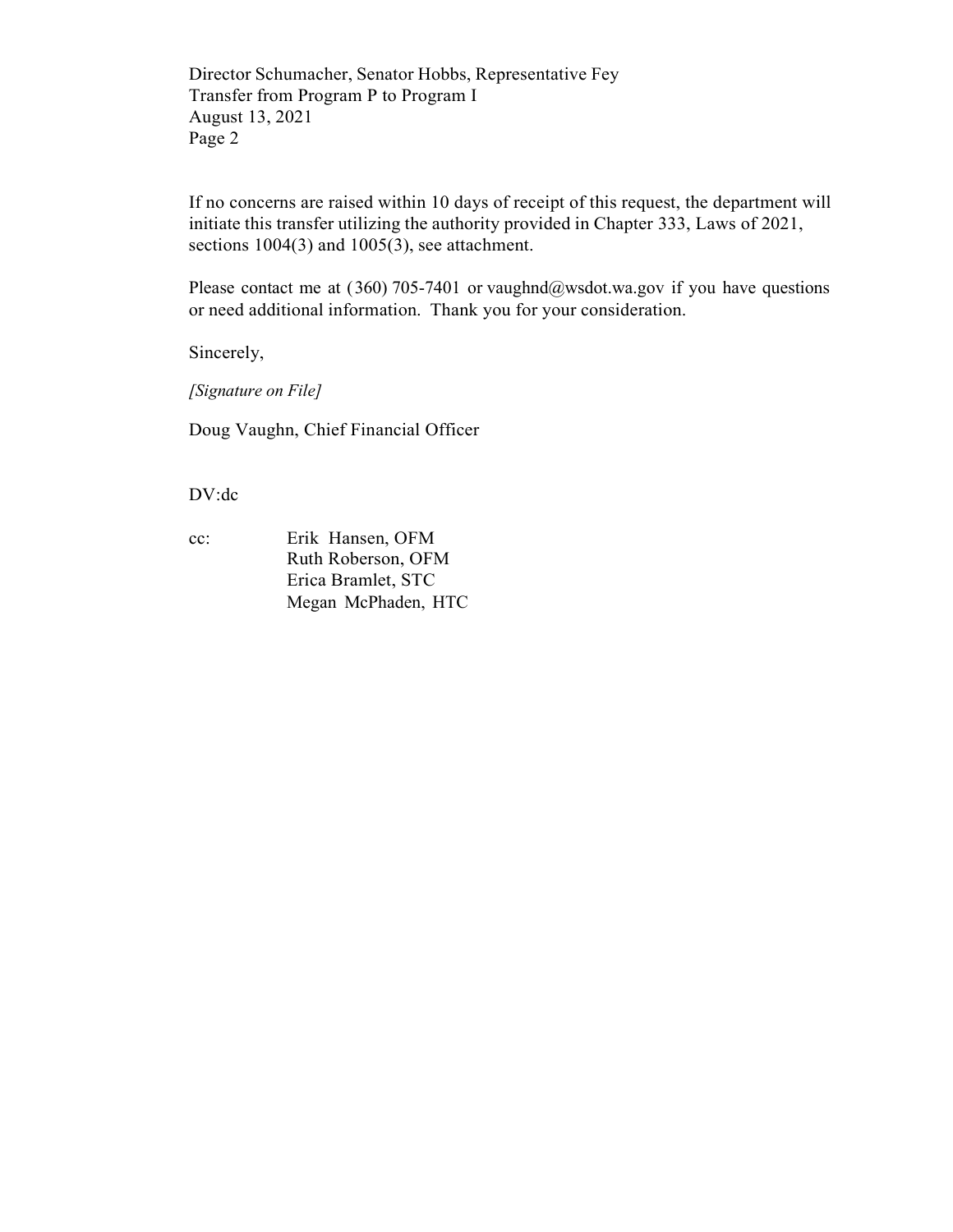If no concerns are raised within 10 days of receipt of this request, the department will initiate this transfer utilizing the authority provided in Chapter 333, Laws of 2021, sections 1004(3) and 1005(3), see attachment.

Please contact me at (360) 705-7401 or vaughnd@wsdot.wa.gov if you have questions or need additional information. Thank you for your consideration.

Sincerely,

*[Signature on File]*

Doug Vaughn, Chief Financial Officer

DV:dc

cc: Erik Hansen, OFM
Ruth Roberson, OFM
Erica Bramlet, STC
Megan McPhaden, HTC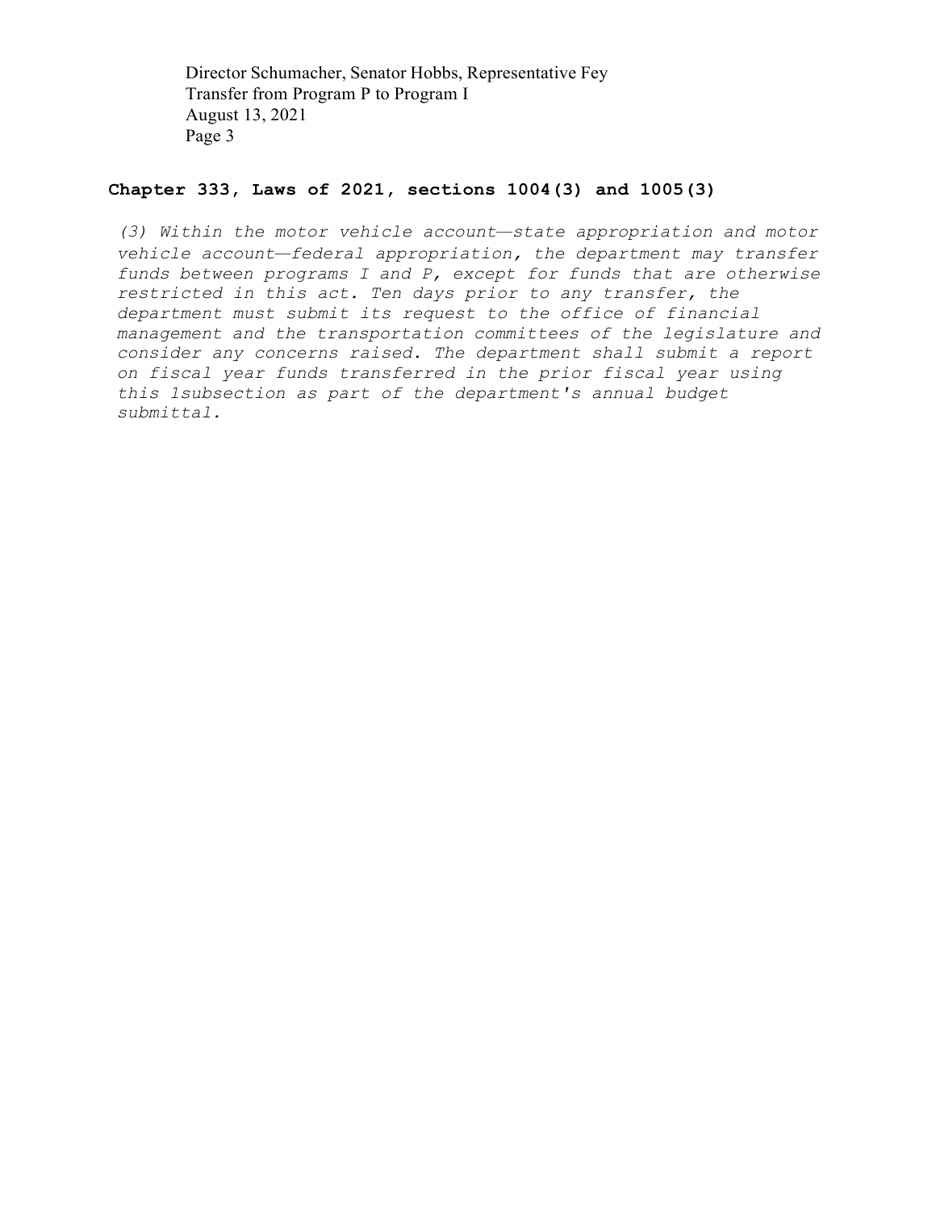**Chapter 333, Laws of 2021, sections 1004(3) and 1005(3)**

*(3) Within the motor vehicle account—state appropriation and motor vehicle account—federal appropriation, the department may transfer funds between programs I and P, except for funds that are otherwise restricted in this act. Ten days prior to any transfer, the department must submit its request to the office of financial management and the transportation committees of the legislature and consider any concerns raised. The department shall submit a report on fiscal year funds transferred in the prior fiscal year using this 1subsection as part of the department's annual budget submittal.*